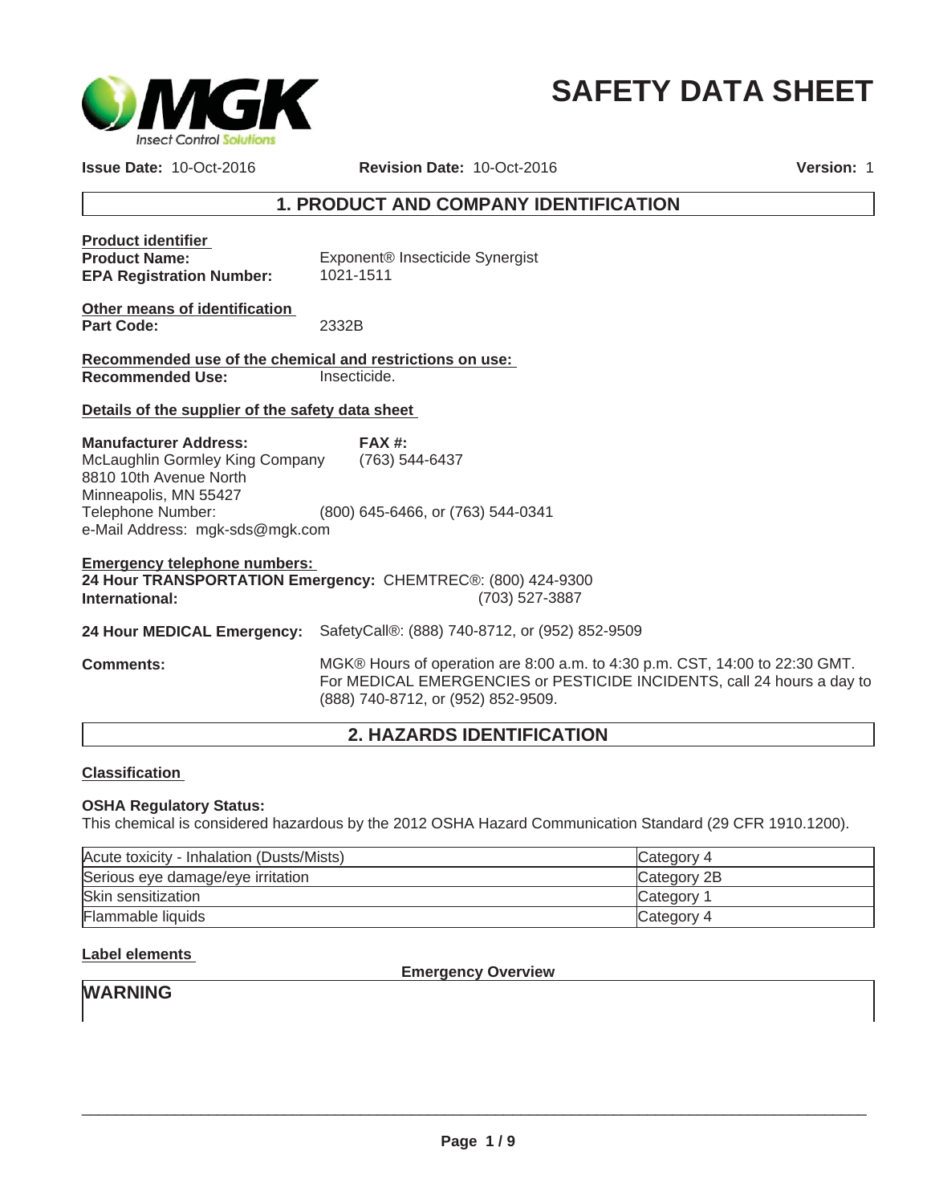# SAFETY DATA SHEET

**Issue Date:** 10-Oct-2016 **Revision Date:** 10-Oct-2016 **Version:** 1

## 1. PRODUCT AND COMPANY IDENTIFICATION

**Product identifier**

**Product Name:** Exponent® Insecticide Synergist
**EPA Registration Number:** 1021-1511

**Other means of identification**

**Part Code:** 2332B

**Recommended use of the chemical and restrictions on use:**

**Recommended Use:** Insecticide.

**Details of the supplier of the safety data sheet**

**Manufacturer Address:**
McLaughlin Gormley King Company
8810 10th Avenue North
Minneapolis, MN 55427
Telephone Number: (800) 645-6466, or (763) 544-0341
e-Mail Address: mgk-sds@mgk.com

**FAX #:** (763) 544-6437

**Emergency telephone numbers:**

**24 Hour TRANSPORTATION Emergency:** CHEMTREC®: (800) 424-9300
**International:** (703) 527-3887

**24 Hour MEDICAL Emergency:** SafetyCall®: (888) 740-8712, or (952) 852-9509

**Comments:** MGK® Hours of operation are 8:00 a.m. to 4:30 p.m. CST, 14:00 to 22:30 GMT. For MEDICAL EMERGENCIES or PESTICIDE INCIDENTS, call 24 hours a day to (888) 740-8712, or (952) 852-9509.

## 2. HAZARDS IDENTIFICATION

**Classification**

**OSHA Regulatory Status:**
This chemical is considered hazardous by the 2012 OSHA Hazard Communication Standard (29 CFR 1910.1200).

| Hazard | Category |
|---|---|
| Acute toxicity - Inhalation (Dusts/Mists) | Category 4 |
| Serious eye damage/eye irritation | Category 2B |
| Skin sensitization | Category 1 |
| Flammable liquids | Category 4 |

**Label elements**

**Emergency Overview**

**WARNING**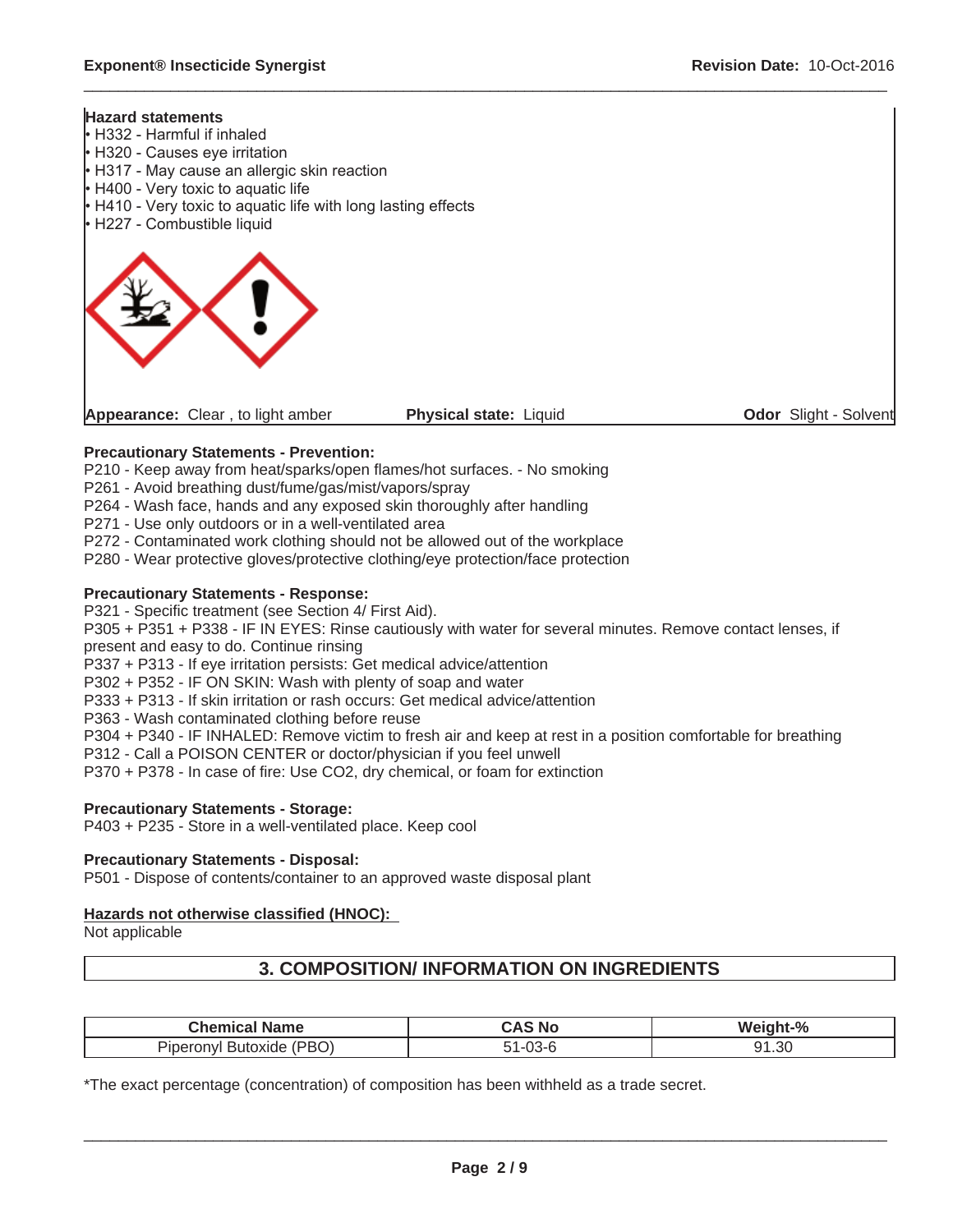**Hazard statements**

- H332 - Harmful if inhaled
- H320 - Causes eye irritation
- H317 - May cause an allergic skin reaction
- H400 - Very toxic to aquatic life
- H410 - Very toxic to aquatic life with long lasting effects
- H227 - Combustible liquid

**Appearance:** Clear , to light amber **Physical state:** Liquid **Odor** Slight - Solvent

**Precautionary Statements - Prevention:**

P210 - Keep away from heat/sparks/open flames/hot surfaces. - No smoking
P261 - Avoid breathing dust/fume/gas/mist/vapors/spray
P264 - Wash face, hands and any exposed skin thoroughly after handling
P271 - Use only outdoors or in a well-ventilated area
P272 - Contaminated work clothing should not be allowed out of the workplace
P280 - Wear protective gloves/protective clothing/eye protection/face protection

**Precautionary Statements - Response:**

P321 - Specific treatment (see Section 4/ First Aid).
P305 + P351 + P338 - IF IN EYES: Rinse cautiously with water for several minutes. Remove contact lenses, if present and easy to do. Continue rinsing
P337 + P313 - If eye irritation persists: Get medical advice/attention
P302 + P352 - IF ON SKIN: Wash with plenty of soap and water
P333 + P313 - If skin irritation or rash occurs: Get medical advice/attention
P363 - Wash contaminated clothing before reuse
P304 + P340 - IF INHALED: Remove victim to fresh air and keep at rest in a position comfortable for breathing
P312 - Call a POISON CENTER or doctor/physician if you feel unwell
P370 + P378 - In case of fire: Use CO2, dry chemical, or foam for extinction

**Precautionary Statements - Storage:**

P403 + P235 - Store in a well-ventilated place. Keep cool

**Precautionary Statements - Disposal:**

P501 - Dispose of contents/container to an approved waste disposal plant

**Hazards not otherwise classified (HNOC):**

Not applicable

## 3. COMPOSITION/ INFORMATION ON INGREDIENTS

| Chemical Name | CAS No | Weight-% |
|---|---|---|
| Piperonyl Butoxide (PBO) | 51-03-6 | 91.30 |

*The exact percentage (concentration) of composition has been withheld as a trade secret.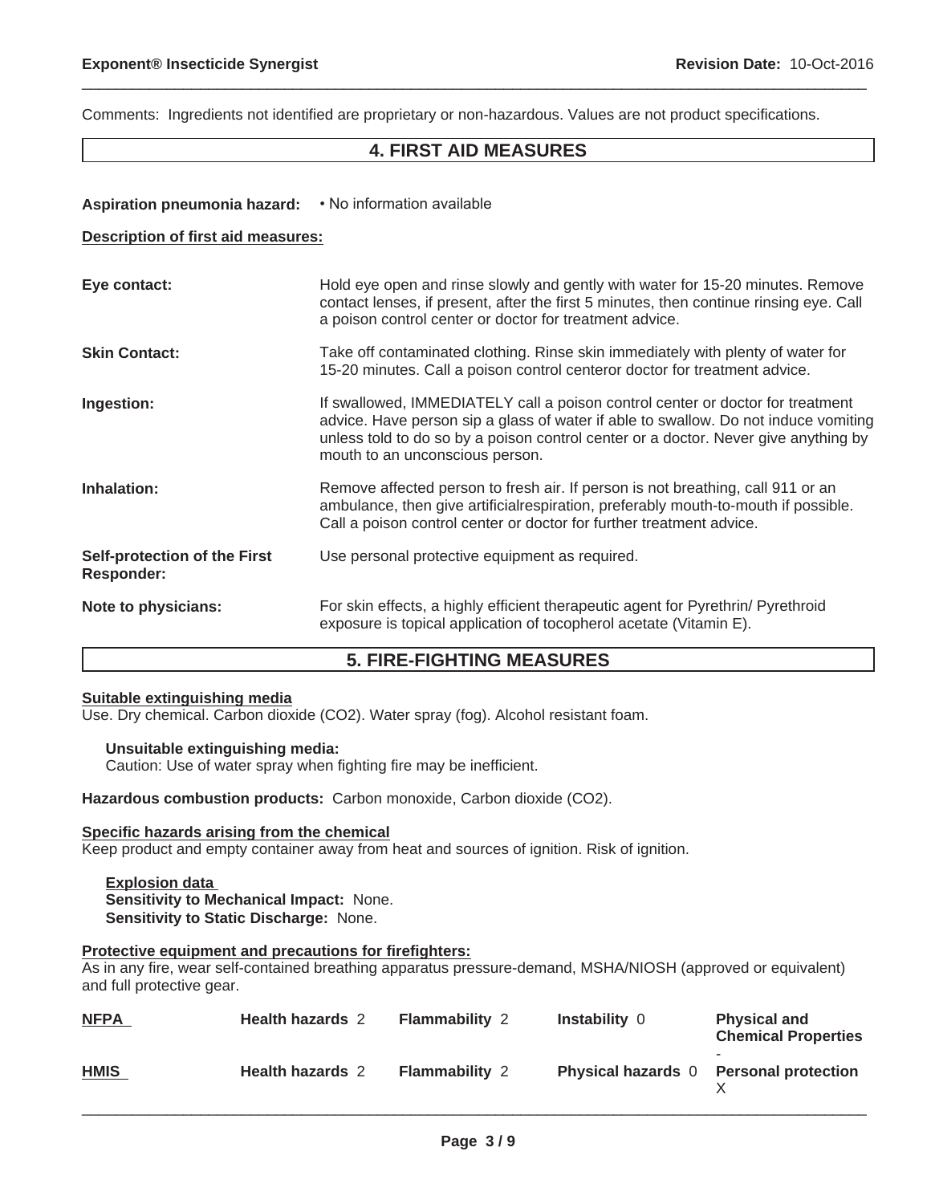Comments: Ingredients not identified are proprietary or non-hazardous. Values are not product specifications.

## 4. FIRST AID MEASURES

**Aspiration pneumonia hazard:** • No information available

**Description of first aid measures:**

**Eye contact:** Hold eye open and rinse slowly and gently with water for 15-20 minutes. Remove contact lenses, if present, after the first 5 minutes, then continue rinsing eye. Call a poison control center or doctor for treatment advice.

**Skin Contact:** Take off contaminated clothing. Rinse skin immediately with plenty of water for 15-20 minutes. Call a poison control centeror doctor for treatment advice.

**Ingestion:** If swallowed, IMMEDIATELY call a poison control center or doctor for treatment advice. Have person sip a glass of water if able to swallow. Do not induce vomiting unless told to do so by a poison control center or a doctor. Never give anything by mouth to an unconscious person.

**Inhalation:** Remove affected person to fresh air. If person is not breathing, call 911 or an ambulance, then give artificialrespiration, preferably mouth-to-mouth if possible. Call a poison control center or doctor for further treatment advice.

**Self-protection of the First Responder:** Use personal protective equipment as required.

**Note to physicians:** For skin effects, a highly efficient therapeutic agent for Pyrethrin/ Pyrethroid exposure is topical application of tocopherol acetate (Vitamin E).

## 5. FIRE-FIGHTING MEASURES

**Suitable extinguishing media**
Use. Dry chemical. Carbon dioxide ($CO_2$). Water spray (fog). Alcohol resistant foam.

**Unsuitable extinguishing media:**
Caution: Use of water spray when fighting fire may be inefficient.

**Hazardous combustion products:** Carbon monoxide, Carbon dioxide ($CO_2$).

**Specific hazards arising from the chemical**
Keep product and empty container away from heat and sources of ignition. Risk of ignition.

**Explosion data**
**Sensitivity to Mechanical Impact:** None.
**Sensitivity to Static Discharge:** None.

**Protective equipment and precautions for firefighters:**
As in any fire, wear self-contained breathing apparatus pressure-demand, MSHA/NIOSH (approved or equivalent) and full protective gear.

| | | | | |
|---|---|---|---|---|
| **NFPA** | **Health hazards** 2 | **Flammability** 2 | **Instability** 0 | **Physical and Chemical Properties** - |
| **HMIS** | **Health hazards** 2 | **Flammability** 2 | **Physical hazards** 0 | **Personal protection** X |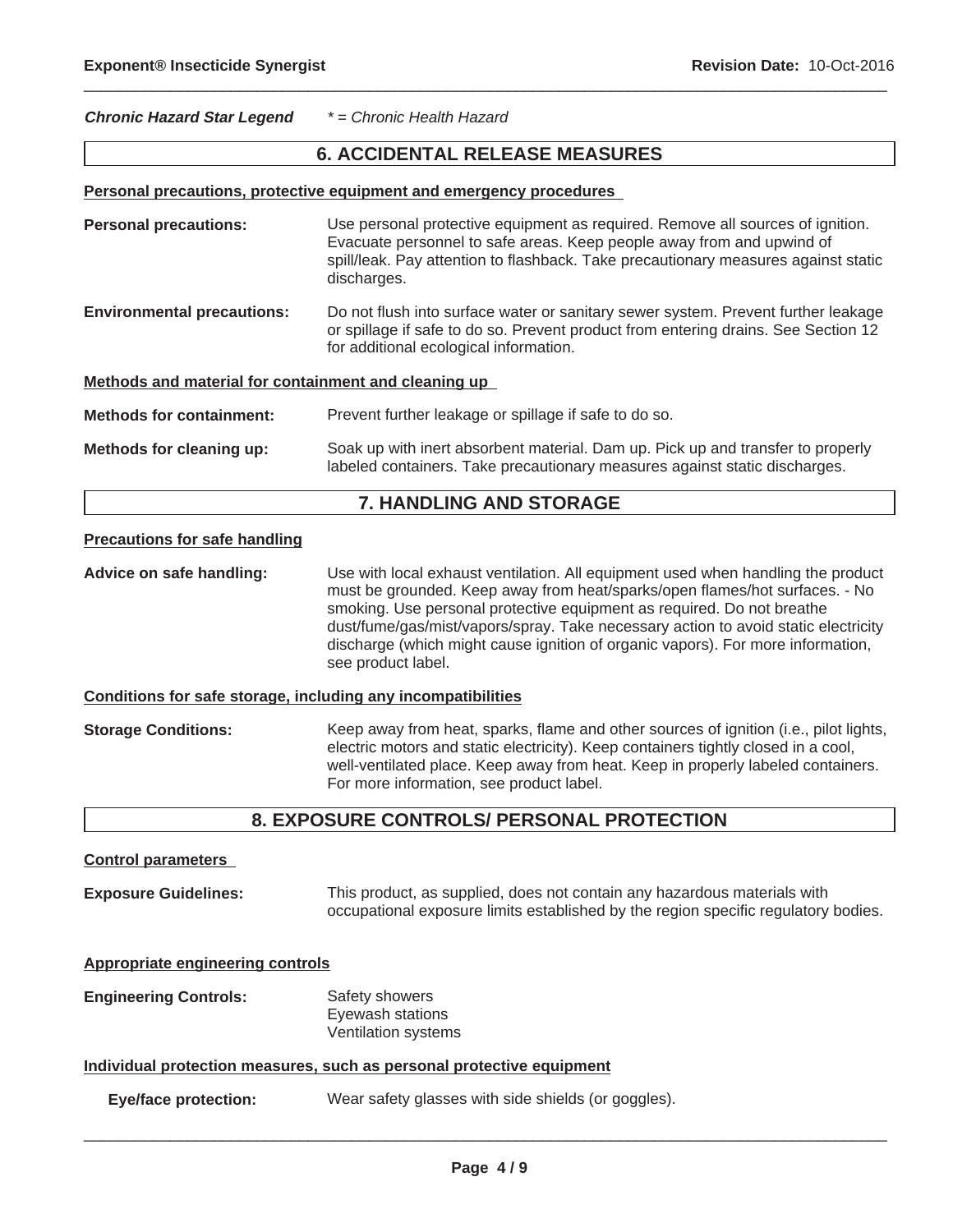***Chronic Hazard Star Legend*** *\* = Chronic Health Hazard*

## 6. ACCIDENTAL RELEASE MEASURES

**Personal precautions, protective equipment and emergency procedures**

**Personal precautions:** Use personal protective equipment as required. Remove all sources of ignition. Evacuate personnel to safe areas. Keep people away from and upwind of spill/leak. Pay attention to flashback. Take precautionary measures against static discharges.

**Environmental precautions:** Do not flush into surface water or sanitary sewer system. Prevent further leakage or spillage if safe to do so. Prevent product from entering drains. See Section 12 for additional ecological information.

**Methods and material for containment and cleaning up**

**Methods for containment:** Prevent further leakage or spillage if safe to do so.

**Methods for cleaning up:** Soak up with inert absorbent material. Dam up. Pick up and transfer to properly labeled containers. Take precautionary measures against static discharges.

## 7. HANDLING AND STORAGE

**Precautions for safe handling**

**Advice on safe handling:** Use with local exhaust ventilation. All equipment used when handling the product must be grounded. Keep away from heat/sparks/open flames/hot surfaces. - No smoking. Use personal protective equipment as required. Do not breathe dust/fume/gas/mist/vapors/spray. Take necessary action to avoid static electricity discharge (which might cause ignition of organic vapors). For more information, see product label.

**Conditions for safe storage, including any incompatibilities**

**Storage Conditions:** Keep away from heat, sparks, flame and other sources of ignition (i.e., pilot lights, electric motors and static electricity). Keep containers tightly closed in a cool, well-ventilated place. Keep away from heat. Keep in properly labeled containers. For more information, see product label.

## 8. EXPOSURE CONTROLS/ PERSONAL PROTECTION

**Control parameters**

**Exposure Guidelines:** This product, as supplied, does not contain any hazardous materials with occupational exposure limits established by the region specific regulatory bodies.

**Appropriate engineering controls**

**Engineering Controls:** Safety showers
Eyewash stations
Ventilation systems

**Individual protection measures, such as personal protective equipment**

**Eye/face protection:** Wear safety glasses with side shields (or goggles).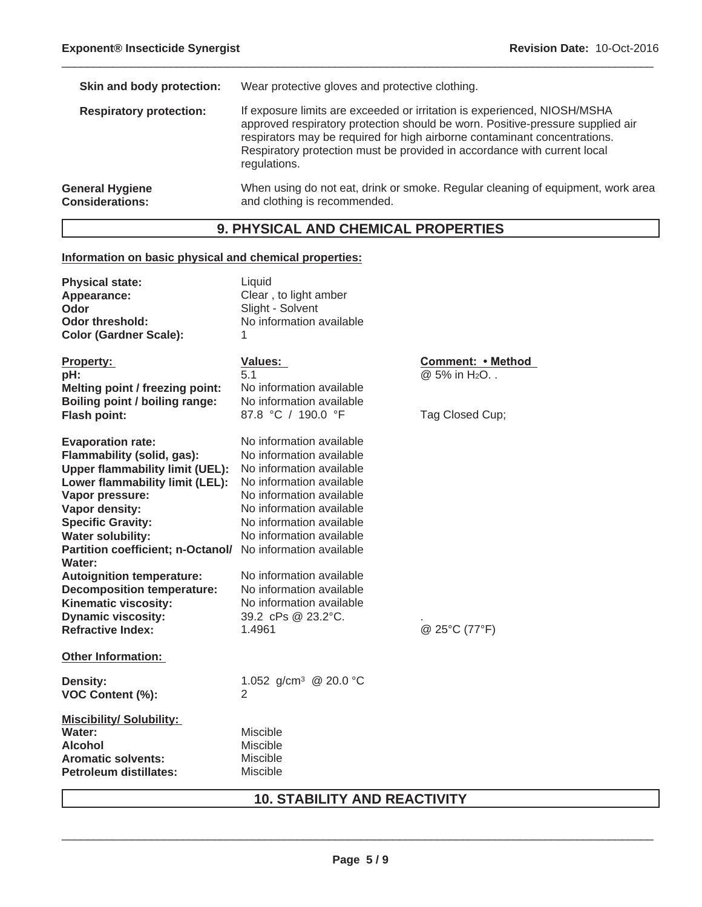| | |
|---|---|
| **Skin and body protection:** | Wear protective gloves and protective clothing. |
| **Respiratory protection:** | If exposure limits are exceeded or irritation is experienced, NIOSH/MSHA approved respiratory protection should be worn. Positive-pressure supplied air respirators may be required for high airborne contaminant concentrations. Respiratory protection must be provided in accordance with current local regulations. |
| **General Hygiene Considerations:** | When using do not eat, drink or smoke. Regular cleaning of equipment, work area and clothing is recommended. |

## 9. PHYSICAL AND CHEMICAL PROPERTIES

**Information on basic physical and chemical properties:**

| | |
|---|---|
| **Physical state:** | Liquid |
| **Appearance:** | Clear , to light amber |
| **Odor** | Slight - Solvent |
| **Odor threshold:** | No information available |
| **Color (Gardner Scale):** | 1 |

| **Property:** | **Values:** | **Comment: • Method** |
|---|---|---|
| **pH:** | 5.1 | @ 5% in $H_2O$. . |
| **Melting point / freezing point:** | No information available | |
| **Boiling point / boiling range:** | No information available | |
| **Flash point:** | 87.8 °C / 190.0 °F | Tag Closed Cup; |
| **Evaporation rate:** | No information available | |
| **Flammability (solid, gas):** | No information available | |
| **Upper flammability limit (UEL):** | No information available | |
| **Lower flammability limit (LEL):** | No information available | |
| **Vapor pressure:** | No information available | |
| **Vapor density:** | No information available | |
| **Specific Gravity:** | No information available | |
| **Water solubility:** | No information available | |
| **Partition coefficient; n-Octanol/ Water:** | No information available | |
| **Autoignition temperature:** | No information available | |
| **Decomposition temperature:** | No information available | |
| **Kinematic viscosity:** | No information available | |
| **Dynamic viscosity:** | 39.2 cPs @ 23.2°C. | . |
| **Refractive Index:** | 1.4961 | @ 25°C (77°F) |

**Other Information:**

| | |
|---|---|
| **Density:** | 1.052 g/cm³ @ 20.0 °C |
| **VOC Content (%):** | 2 |

**Miscibility/ Solubility:**

| | |
|---|---|
| **Water:** | Miscible |
| **Alcohol** | Miscible |
| **Aromatic solvents:** | Miscible |
| **Petroleum distillates:** | Miscible |

## 10. STABILITY AND REACTIVITY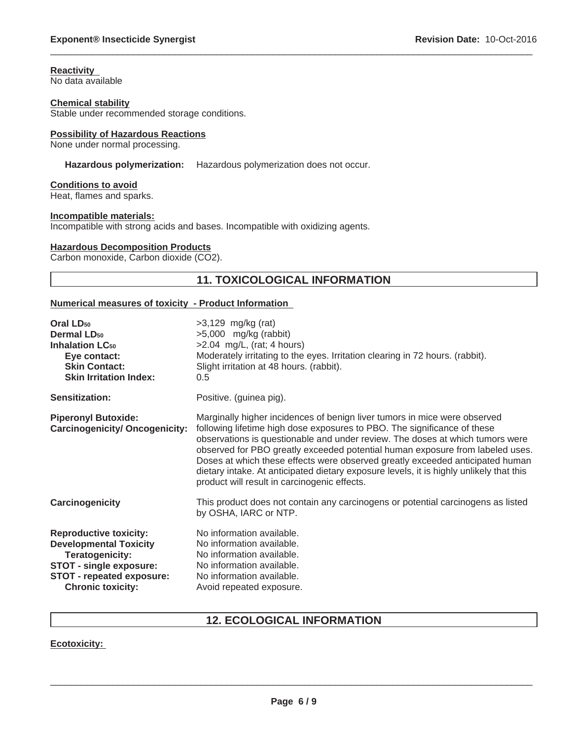**Reactivity**
No data available

**Chemical stability**
Stable under recommended storage conditions.

**Possibility of Hazardous Reactions**
None under normal processing.

**Hazardous polymerization:** Hazardous polymerization does not occur.

**Conditions to avoid**
Heat, flames and sparks.

**Incompatible materials:**
Incompatible with strong acids and bases. Incompatible with oxidizing agents.

**Hazardous Decomposition Products**
Carbon monoxide, Carbon dioxide ($CO_2$).

## 11. TOXICOLOGICAL INFORMATION

**Numerical measures of toxicity - Product Information**

| | |
|---|---|
| **Oral $LD_{50}$** | >3,129 mg/kg (rat) |
| **Dermal $LD_{50}$** | >5,000 mg/kg (rabbit) |
| **Inhalation $LC_{50}$** | >2.04 mg/L, (rat; 4 hours) |
| **Eye contact:** | Moderately irritating to the eyes. Irritation clearing in 72 hours. (rabbit). |
| **Skin Contact:** | Slight irritation at 48 hours. (rabbit). |
| **Skin Irritation Index:** | 0.5 |
| **Sensitization:** | Positive. (guinea pig). |
| **Piperonyl Butoxide: Carcinogenicity/ Oncogenicity:** | Marginally higher incidences of benign liver tumors in mice were observed following lifetime high dose exposures to PBO. The significance of these observations is questionable and under review. The doses at which tumors were observed for PBO greatly exceeded potential human exposure from labeled uses. Doses at which these effects were observed greatly exceeded anticipated human dietary intake. At anticipated dietary exposure levels, it is highly unlikely that this product will result in carcinogenic effects. |
| **Carcinogenicity** | This product does not contain any carcinogens or potential carcinogens as listed by OSHA, IARC or NTP. |
| **Reproductive toxicity:** | No information available. |
| **Developmental Toxicity** | No information available. |
| **Teratogenicity:** | No information available. |
| **STOT - single exposure:** | No information available. |
| **STOT - repeated exposure:** | No information available. |
| **Chronic toxicity:** | Avoid repeated exposure. |

## 12. ECOLOGICAL INFORMATION

**Ecotoxicity:**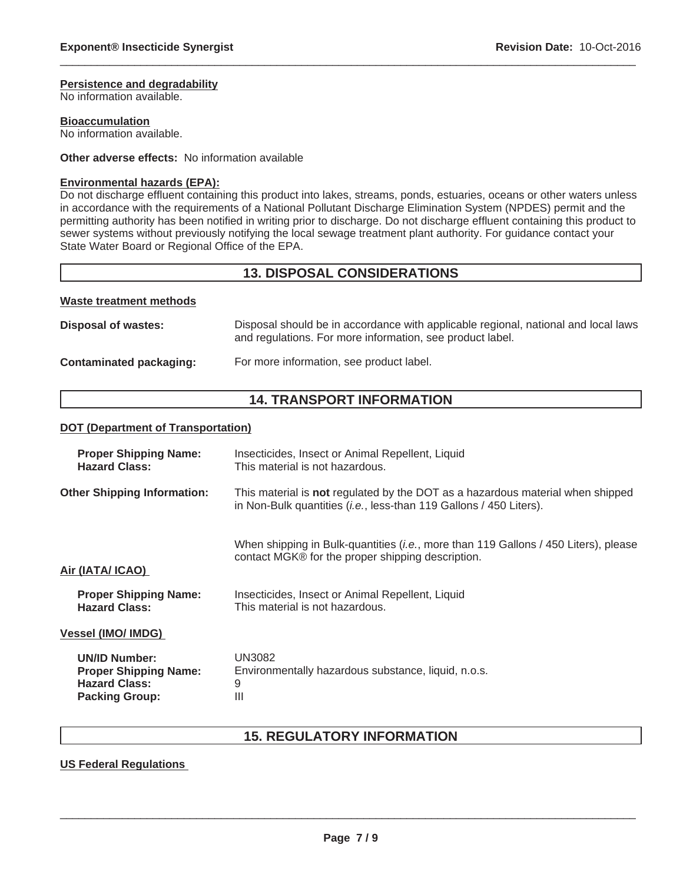**Persistence and degradability**
No information available.

**Bioaccumulation**
No information available.

**Other adverse effects:** No information available

**Environmental hazards (EPA):**
Do not discharge effluent containing this product into lakes, streams, ponds, estuaries, oceans or other waters unless in accordance with the requirements of a National Pollutant Discharge Elimination System (NPDES) permit and the permitting authority has been notified in writing prior to discharge. Do not discharge effluent containing this product to sewer systems without previously notifying the local sewage treatment plant authority. For guidance contact your State Water Board or Regional Office of the EPA.

## 13. DISPOSAL CONSIDERATIONS

**Waste treatment methods**

**Disposal of wastes:** Disposal should be in accordance with applicable regional, national and local laws and regulations. For more information, see product label.

**Contaminated packaging:** For more information, see product label.

## 14. TRANSPORT INFORMATION

**DOT (Department of Transportation)**

**Proper Shipping Name:** Insecticides, Insect or Animal Repellent, Liquid
**Hazard Class:** This material is not hazardous.

**Other Shipping Information:** This material is **not** regulated by the DOT as a hazardous material when shipped in Non-Bulk quantities (*i.e.*, less-than 119 Gallons / 450 Liters).

When shipping in Bulk-quantities (*i.e.*, more than 119 Gallons / 450 Liters), please contact MGK® for the proper shipping description.

**Air (IATA/ ICAO)**

**Proper Shipping Name:** Insecticides, Insect or Animal Repellent, Liquid
**Hazard Class:** This material is not hazardous.

**Vessel (IMO/ IMDG)**

**UN/ID Number:** UN3082
**Proper Shipping Name:** Environmentally hazardous substance, liquid, n.o.s.
**Hazard Class:** 9
**Packing Group:** III

## 15. REGULATORY INFORMATION

**US Federal Regulations**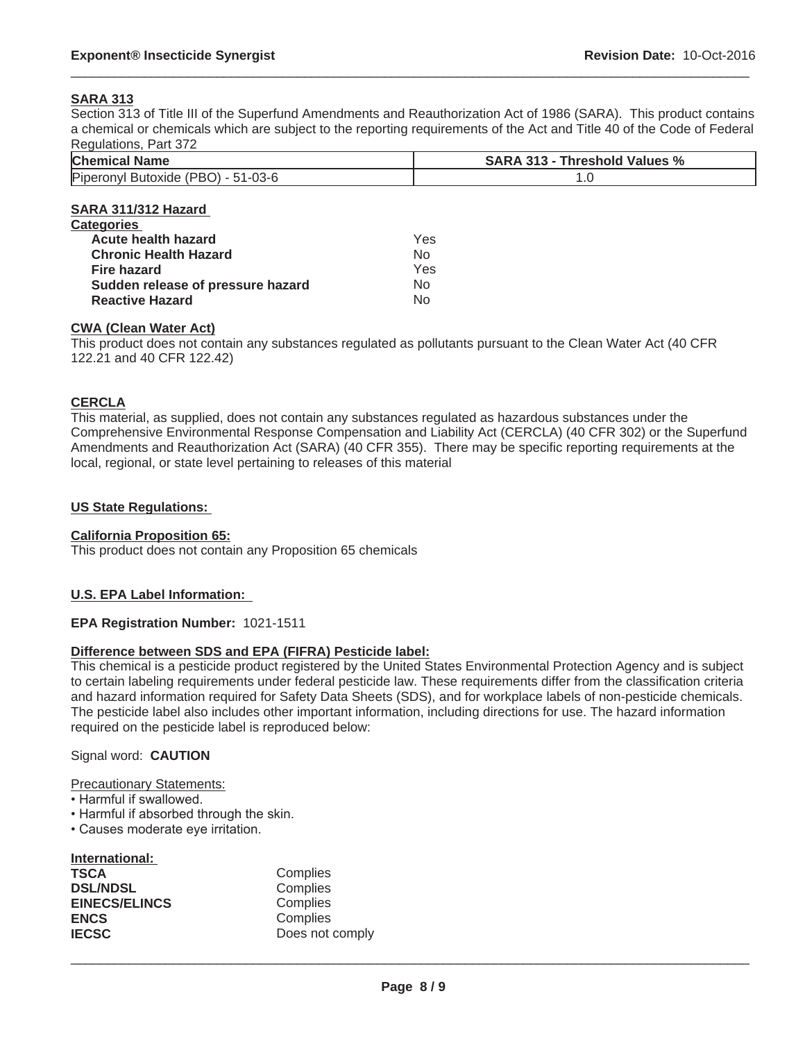### SARA 313

Section 313 of Title III of the Superfund Amendments and Reauthorization Act of 1986 (SARA). This product contains a chemical or chemicals which are subject to the reporting requirements of the Act and Title 40 of the Code of Federal Regulations, Part 372

| Chemical Name | SARA 313 - Threshold Values % |
|---|---|
| Piperonyl Butoxide (PBO) - 51-03-6 | 1.0 |

### SARA 311/312 Hazard Categories

| | |
|---|---|
| **Acute health hazard** | Yes |
| **Chronic Health Hazard** | No |
| **Fire hazard** | Yes |
| **Sudden release of pressure hazard** | No |
| **Reactive Hazard** | No |

### CWA (Clean Water Act)

This product does not contain any substances regulated as pollutants pursuant to the Clean Water Act (40 CFR 122.21 and 40 CFR 122.42)

### CERCLA

This material, as supplied, does not contain any substances regulated as hazardous substances under the Comprehensive Environmental Response Compensation and Liability Act (CERCLA) (40 CFR 302) or the Superfund Amendments and Reauthorization Act (SARA) (40 CFR 355). There may be specific reporting requirements at the local, regional, or state level pertaining to releases of this material

### US State Regulations:

### California Proposition 65:

This product does not contain any Proposition 65 chemicals

### U.S. EPA Label Information:

**EPA Registration Number:** 1021-1511

### Difference between SDS and EPA (FIFRA) Pesticide label:

This chemical is a pesticide product registered by the United States Environmental Protection Agency and is subject to certain labeling requirements under federal pesticide law. These requirements differ from the classification criteria and hazard information required for Safety Data Sheets (SDS), and for workplace labels of non-pesticide chemicals. The pesticide label also includes other important information, including directions for use. The hazard information required on the pesticide label is reproduced below:

Signal word: **CAUTION**

Precautionary Statements:

- Harmful if swallowed.
- Harmful if absorbed through the skin.
- Causes moderate eye irritation.

### International:

| | |
|---|---|
| **TSCA** | Complies |
| **DSL/NDSL** | Complies |
| **EINECS/ELINCS** | Complies |
| **ENCS** | Complies |
| **IECSC** | Does not comply |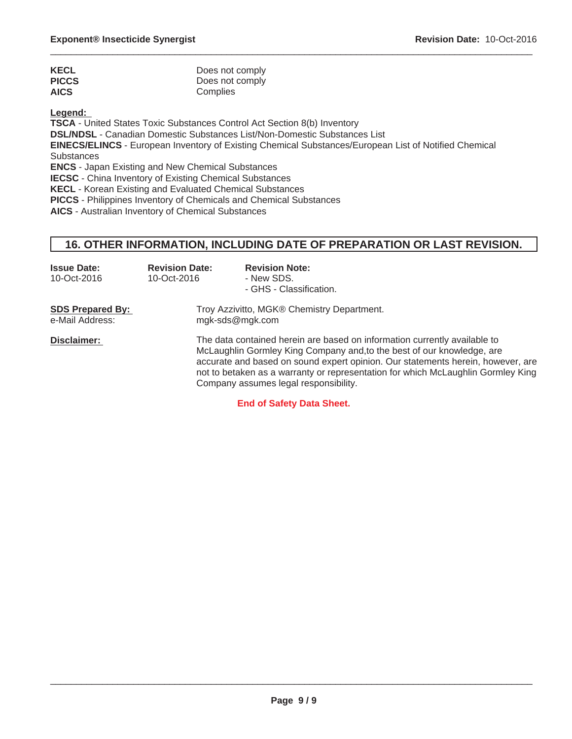| | |
|---|---|
| **KECL** | Does not comply |
| **PICCS** | Does not comply |
| **AICS** | Complies |

**Legend:**

**TSCA** - United States Toxic Substances Control Act Section 8(b) Inventory
**DSL/NDSL** - Canadian Domestic Substances List/Non-Domestic Substances List
**EINECS/ELINCS** - European Inventory of Existing Chemical Substances/European List of Notified Chemical Substances
**ENCS** - Japan Existing and New Chemical Substances
**IECSC** - China Inventory of Existing Chemical Substances
**KECL** - Korean Existing and Evaluated Chemical Substances
**PICCS** - Philippines Inventory of Chemicals and Chemical Substances
**AICS** - Australian Inventory of Chemical Substances

## 16. OTHER INFORMATION, INCLUDING DATE OF PREPARATION OR LAST REVISION.

| Issue Date: | Revision Date: | Revision Note: |
|---|---|---|
| 10-Oct-2016 | 10-Oct-2016 | - New SDS.<br>- GHS - Classification. |

**SDS Prepared By:** Troy Azzivitto, MGK® Chemistry Department.
e-Mail Address: mgk-sds@mgk.com

**Disclaimer:** The data contained herein are based on information currently available to McLaughlin Gormley King Company and,to the best of our knowledge, are accurate and based on sound expert opinion. Our statements herein, however, are not to betaken as a warranty or representation for which McLaughlin Gormley King Company assumes legal responsibility.

**End of Safety Data Sheet.**